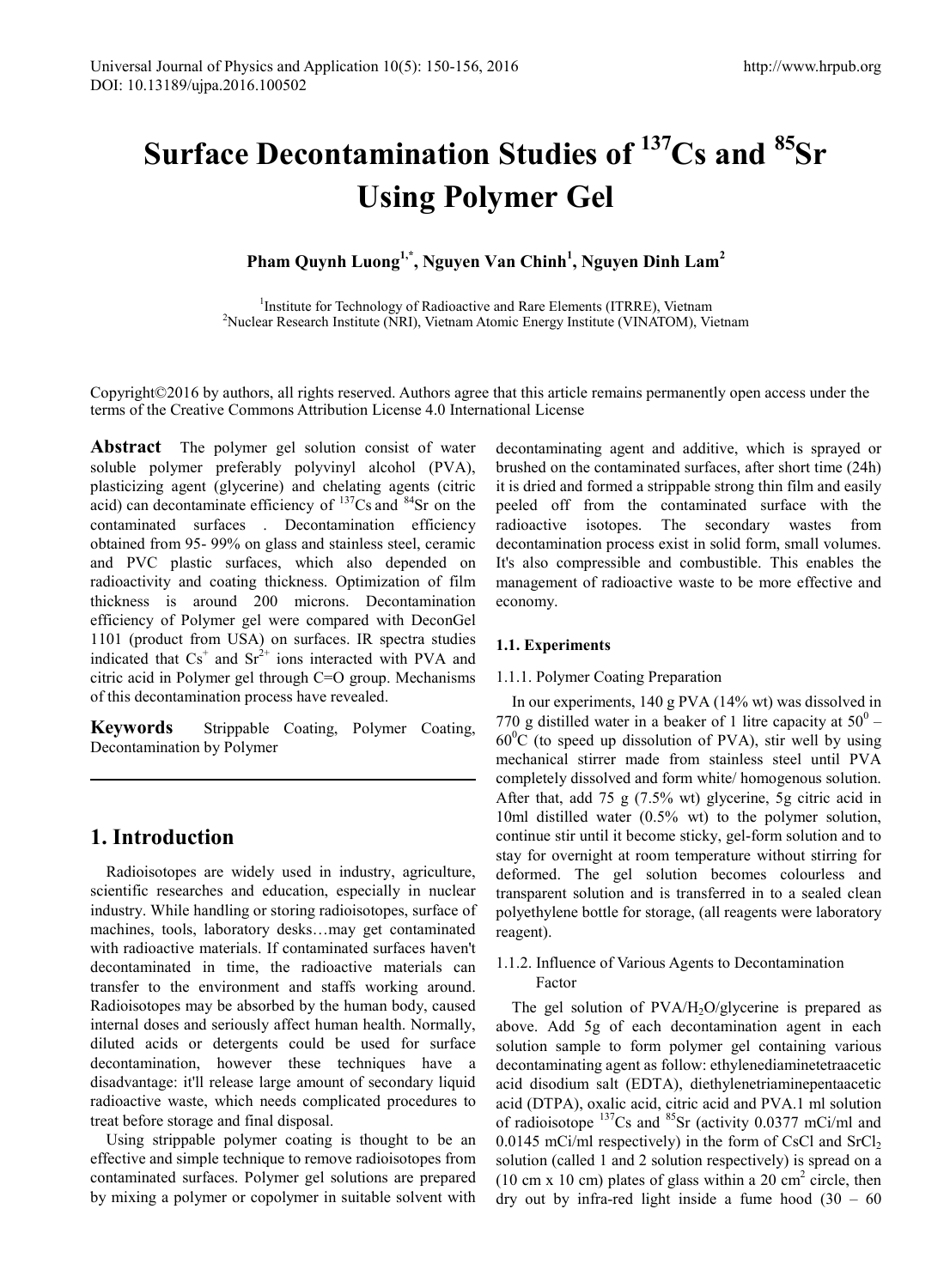# Surface Decontamination Studies of $^{137}Cs$ and $^{85}Sr$ Using Polymer Gel

**Pham Quynh Luong[1,*], Nguyen Van Chinh[1], Nguyen Dinh Lam[2]**

[1]Institute for Technology of Radioactive and Rare Elements (ITRRE), Vietnam
[2]Nuclear Research Institute (NRI), Vietnam Atomic Energy Institute (VINATOM), Vietnam

Copyright©2016 by authors, all rights reserved. Authors agree that this article remains permanently open access under the terms of the Creative Commons Attribution License 4.0 International License

**Abstract** The polymer gel solution consist of water soluble polymer preferably polyvinyl alcohol (PVA), plasticizing agent (glycerine) and chelating agents (citric acid) can decontaminate efficiency of $^{137}Cs$ and $^{84}Sr$ on the contaminated surfaces . Decontamination efficiency obtained from 95- 99% on glass and stainless steel, ceramic and PVC plastic surfaces, which also depended on radioactivity and coating thickness. Optimization of film thickness is around 200 microns. Decontamination efficiency of Polymer gel were compared with DeconGel 1101 (product from USA) on surfaces. IR spectra studies indicated that $Cs^+$ and $Sr^{2+}$ ions interacted with PVA and citric acid in Polymer gel through C=O group. Mechanisms of this decontamination process have revealed.

**Keywords** Strippable Coating, Polymer Coating, Decontamination by Polymer

## 1. Introduction

Radioisotopes are widely used in industry, agriculture, scientific researches and education, especially in nuclear industry. While handling or storing radioisotopes, surface of machines, tools, laboratory desks…may get contaminated with radioactive materials. If contaminated surfaces haven't decontaminated in time, the radioactive materials can transfer to the environment and staffs working around. Radioisotopes may be absorbed by the human body, caused internal doses and seriously affect human health. Normally, diluted acids or detergents could be used for surface decontamination, however these techniques have a disadvantage: it'll release large amount of secondary liquid radioactive waste, which needs complicated procedures to treat before storage and final disposal.

Using strippable polymer coating is thought to be an effective and simple technique to remove radioisotopes from contaminated surfaces. Polymer gel solutions are prepared by mixing a polymer or copolymer in suitable solvent with decontaminating agent and additive, which is sprayed or brushed on the contaminated surfaces, after short time (24h) it is dried and formed a strippable strong thin film and easily peeled off from the contaminated surface with the radioactive isotopes. The secondary wastes from decontamination process exist in solid form, small volumes. It's also compressible and combustible. This enables the management of radioactive waste to be more effective and economy.

### 1.1. Experiments

#### 1.1.1. Polymer Coating Preparation

In our experiments, 140 g PVA (14% wt) was dissolved in 770 g distilled water in a beaker of 1 litre capacity at $50^0$ – $60^0C$ (to speed up dissolution of PVA), stir well by using mechanical stirrer made from stainless steel until PVA completely dissolved and form white/ homogenous solution. After that, add 75 g (7.5% wt) glycerine, 5g citric acid in 10ml distilled water (0.5% wt) to the polymer solution, continue stir until it become sticky, gel-form solution and to stay for overnight at room temperature without stirring for deformed. The gel solution becomes colourless and transparent solution and is transferred in to a sealed clean polyethylene bottle for storage, (all reagents were laboratory reagent).

#### 1.1.2. Influence of Various Agents to Decontamination Factor

The gel solution of PVA/$H_2O$/glycerine is prepared as above. Add 5g of each decontamination agent in each solution sample to form polymer gel containing various decontaminating agent as follow: ethylenediaminetetraacetic acid disodium salt (EDTA), diethylenetriaminepentaacetic acid (DTPA), oxalic acid, citric acid and PVA.1 ml solution of radioisotope $^{137}Cs$ and $^{85}Sr$ (activity 0.0377 mCi/ml and 0.0145 mCi/ml respectively) in the form of CsCl and $SrCl_2$ solution (called 1 and 2 solution respectively) is spread on a (10 cm x 10 cm) plates of glass within a 20 $cm^2$ circle, then dry out by infra-red light inside a fume hood (30 – 60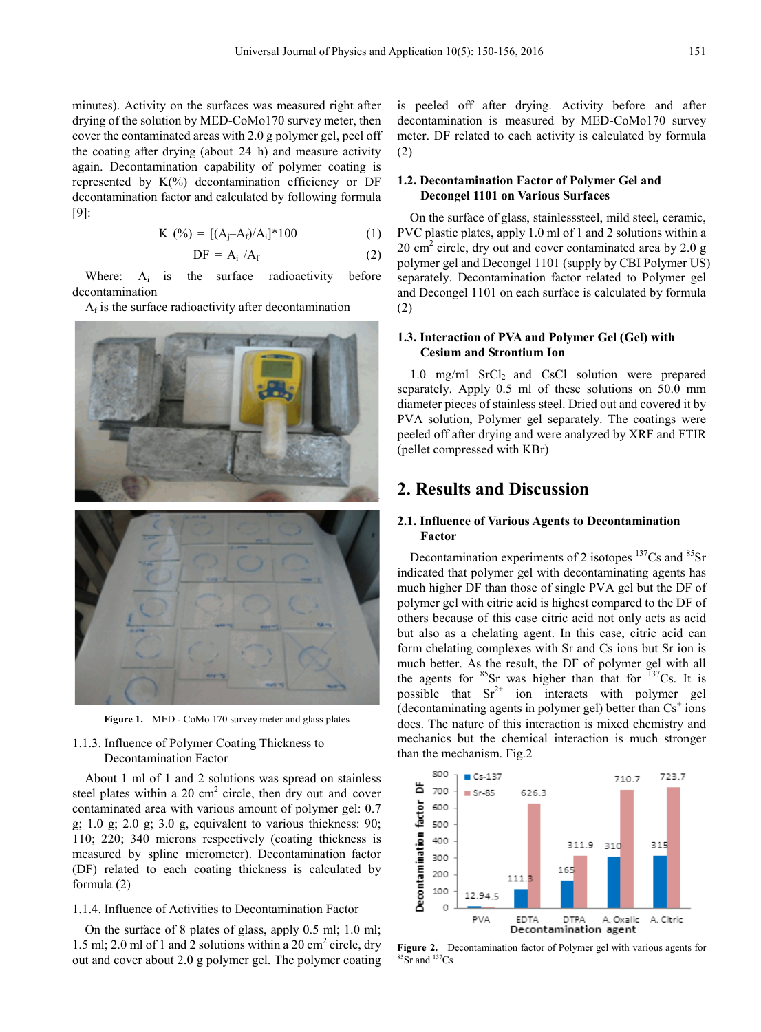minutes). Activity on the surfaces was measured right after drying of the solution by MED-CoMo170 survey meter, then cover the contaminated areas with 2.0 g polymer gel, peel off the coating after drying (about 24 h) and measure activity again. Decontamination capability of polymer coating is represented by K(%) decontamination efficiency or DF decontamination factor and calculated by following formula [9]:

$$K\ (\%) = [(A_j - A_f)/A_i]*100 \quad (1)$$

$$DF = A_i\ /A_f \quad (2)$$

Where: $A_i$ is the surface radioactivity before decontamination

$A_f$ is the surface radioactivity after decontamination

Figure 1. MED - CoMo 170 survey meter and glass plates

1.1.3. Influence of Polymer Coating Thickness to Decontamination Factor

About 1 ml of 1 and 2 solutions was spread on stainless steel plates within a 20 $cm^2$ circle, then dry out and cover contaminated area with various amount of polymer gel: 0.7 g; 1.0 g; 2.0 g; 3.0 g, equivalent to various thickness: 90; 110; 220; 340 microns respectively (coating thickness is measured by spline micrometer). Decontamination factor (DF) related to each coating thickness is calculated by formula (2)

1.1.4. Influence of Activities to Decontamination Factor

On the surface of 8 plates of glass, apply 0.5 ml; 1.0 ml; 1.5 ml; 2.0 ml of 1 and 2 solutions within a 20 $cm^2$ circle, dry out and cover about 2.0 g polymer gel. The polymer coating is peeled off after drying. Activity before and after decontamination is measured by MED-CoMo170 survey meter. DF related to each activity is calculated by formula (2)

### 1.2. Decontamination Factor of Polymer Gel and Decongel 1101 on Various Surfaces

On the surface of glass, stainlesssteel, mild steel, ceramic, PVC plastic plates, apply 1.0 ml of 1 and 2 solutions within a 20 $cm^2$ circle, dry out and cover contaminated area by 2.0 g polymer gel and Decongel 1101 (supply by CBI Polymer US) separately. Decontamination factor related to Polymer gel and Decongel 1101 on each surface is calculated by formula (2)

### 1.3. Interaction of PVA and Polymer Gel (Gel) with Cesium and Strontium Ion

1.0 mg/ml $SrCl_2$ and CsCl solution were prepared separately. Apply 0.5 ml of these solutions on 50.0 mm diameter pieces of stainless steel. Dried out and covered it by PVA solution, Polymer gel separately. The coatings were peeled off after drying and were analyzed by XRF and FTIR (pellet compressed with KBr)

## 2. Results and Discussion

### 2.1. Influence of Various Agents to Decontamination Factor

Decontamination experiments of 2 isotopes $^{137}Cs$ and $^{85}Sr$ indicated that polymer gel with decontaminating agents has much higher DF than those of single PVA gel but the DF of polymer gel with citric acid is highest compared to the DF of others because of this case citric acid not only acts as acid but also as a chelating agent. In this case, citric acid can form chelating complexes with Sr and Cs ions but Sr ion is much better. As the result, the DF of polymer gel with all the agents for $^{85}Sr$ was higher than that for $^{137}Cs$. It is possible that $Sr^{2+}$ ion interacts with polymer gel (decontaminating agents in polymer gel) better than $Cs^+$ ions does. The nature of this interaction is mixed chemistry and mechanics but the chemical interaction is much stronger than the mechanism. Fig.2

Figure 2. Decontamination factor of Polymer gel with various agents for $^{85}Sr$ and $^{137}Cs$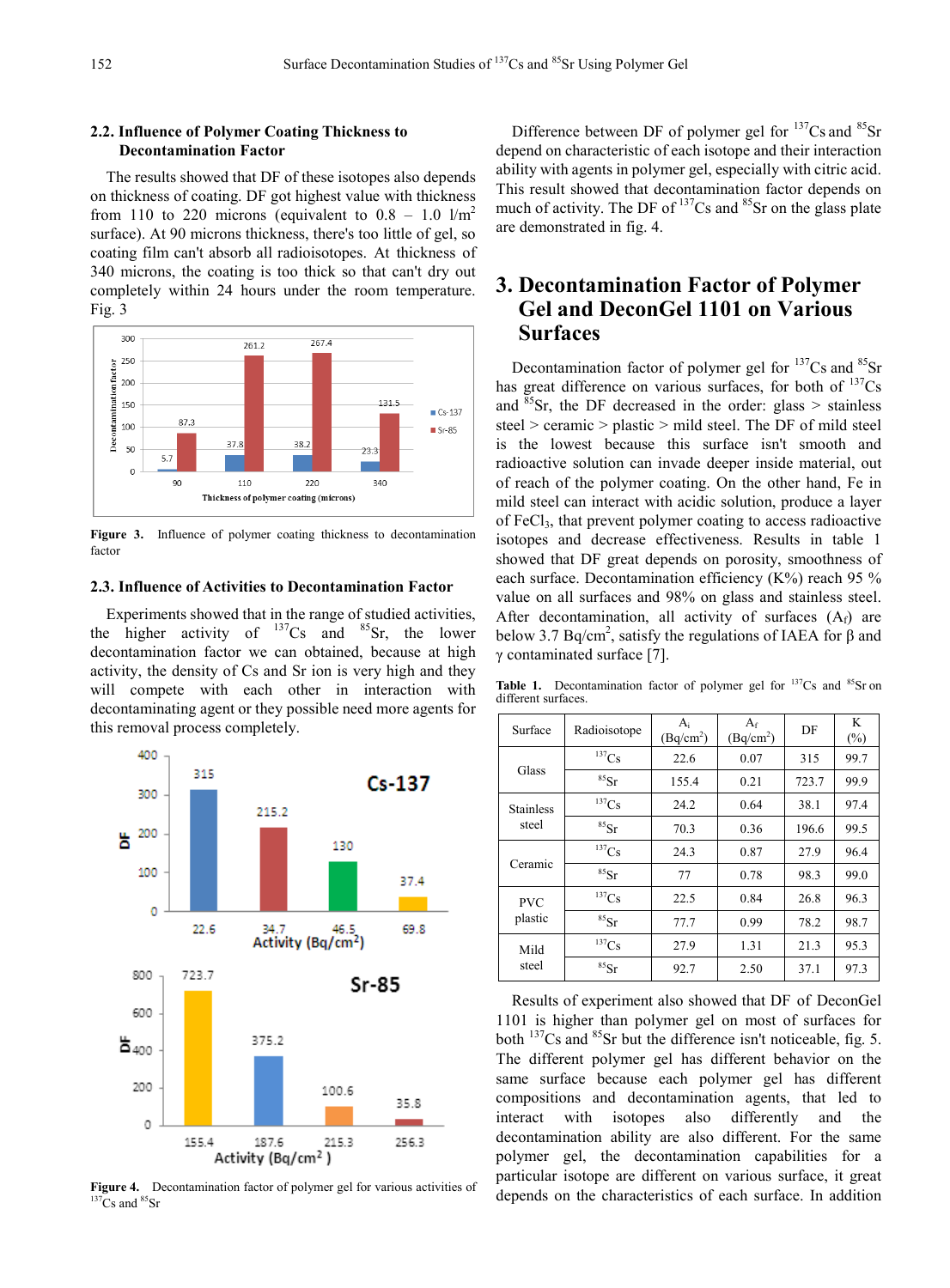### 2.2. Influence of Polymer Coating Thickness to Decontamination Factor

The results showed that DF of these isotopes also depends on thickness of coating. DF got highest value with thickness from 110 to 220 microns (equivalent to 0.8 – 1.0 l/m$^2$ surface). At 90 microns thickness, there's too little of gel, so coating film can't absorb all radioisotopes. At thickness of 340 microns, the coating is too thick so that can't dry out completely within 24 hours under the room temperature. Fig. 3

Figure 3. Influence of polymer coating thickness to decontamination factor

### 2.3. Influence of Activities to Decontamination Factor

Experiments showed that in the range of studied activities, the higher activity of $^{137}$Cs and $^{85}$Sr, the lower decontamination factor we can obtained, because at high activity, the density of Cs and Sr ion is very high and they will compete with each other in interaction with decontaminating agent or they possible need more agents for this removal process completely.

Figure 4. Decontamination factor of polymer gel for various activities of $^{137}$Cs and $^{85}$Sr

Difference between DF of polymer gel for $^{137}$Cs and $^{85}$Sr depend on characteristic of each isotope and their interaction ability with agents in polymer gel, especially with citric acid. This result showed that decontamination factor depends on much of activity. The DF of $^{137}$Cs and $^{85}$Sr on the glass plate are demonstrated in fig. 4.

## 3. Decontamination Factor of Polymer Gel and DeconGel 1101 on Various Surfaces

Decontamination factor of polymer gel for $^{137}$Cs and $^{85}$Sr has great difference on various surfaces, for both of $^{137}$Cs and $^{85}$Sr, the DF decreased in the order: glass > stainless steel > ceramic > plastic > mild steel. The DF of mild steel is the lowest because this surface isn't smooth and radioactive solution can invade deeper inside material, out of reach of the polymer coating. On the other hand, Fe in mild steel can interact with acidic solution, produce a layer of $FeCl_3$, that prevent polymer coating to access radioactive isotopes and decrease effectiveness. Results in table 1 showed that DF great depends on porosity, smoothness of each surface. Decontamination efficiency (K%) reach 95 % value on all surfaces and 98% on glass and stainless steel. After decontamination, all activity of surfaces ($A_f$) are below 3.7 Bq/cm$^2$, satisfy the regulations of IAEA for β and γ contaminated surface [7].

Table 1. Decontamination factor of polymer gel for $^{137}$Cs and $^{85}$Sr on different surfaces.

| Surface | Radioisotope | $A_i$ (Bq/cm$^2$) | $A_f$ (Bq/cm$^2$) | DF | K (%) |
|---|---|---|---|---|---|
| Glass | $^{137}$Cs | 22.6 | 0.07 | 315 | 99.7 |
| | $^{85}$Sr | 155.4 | 0.21 | 723.7 | 99.9 |
| Stainless steel | $^{137}$Cs | 24.2 | 0.64 | 38.1 | 97.4 |
| | $^{85}$Sr | 70.3 | 0.36 | 196.6 | 99.5 |
| Ceramic | $^{137}$Cs | 24.3 | 0.87 | 27.9 | 96.4 |
| | $^{85}$Sr | 77 | 0.78 | 98.3 | 99.0 |
| PVC plastic | $^{137}$Cs | 22.5 | 0.84 | 26.8 | 96.3 |
| | $^{85}$Sr | 77.7 | 0.99 | 78.2 | 98.7 |
| Mild steel | $^{137}$Cs | 27.9 | 1.31 | 21.3 | 95.3 |
| | $^{85}$Sr | 92.7 | 2.50 | 37.1 | 97.3 |

Results of experiment also showed that DF of DeconGel 1101 is higher than polymer gel on most of surfaces for both $^{137}$Cs and $^{85}$Sr but the difference isn't noticeable, fig. 5. The different polymer gel has different behavior on the same surface because each polymer gel has different compositions and decontamination agents, that led to interact with isotopes also differently and the decontamination ability are also different. For the same polymer gel, the decontamination capabilities for a particular isotope are different on various surface, it great depends on the characteristics of each surface. In addition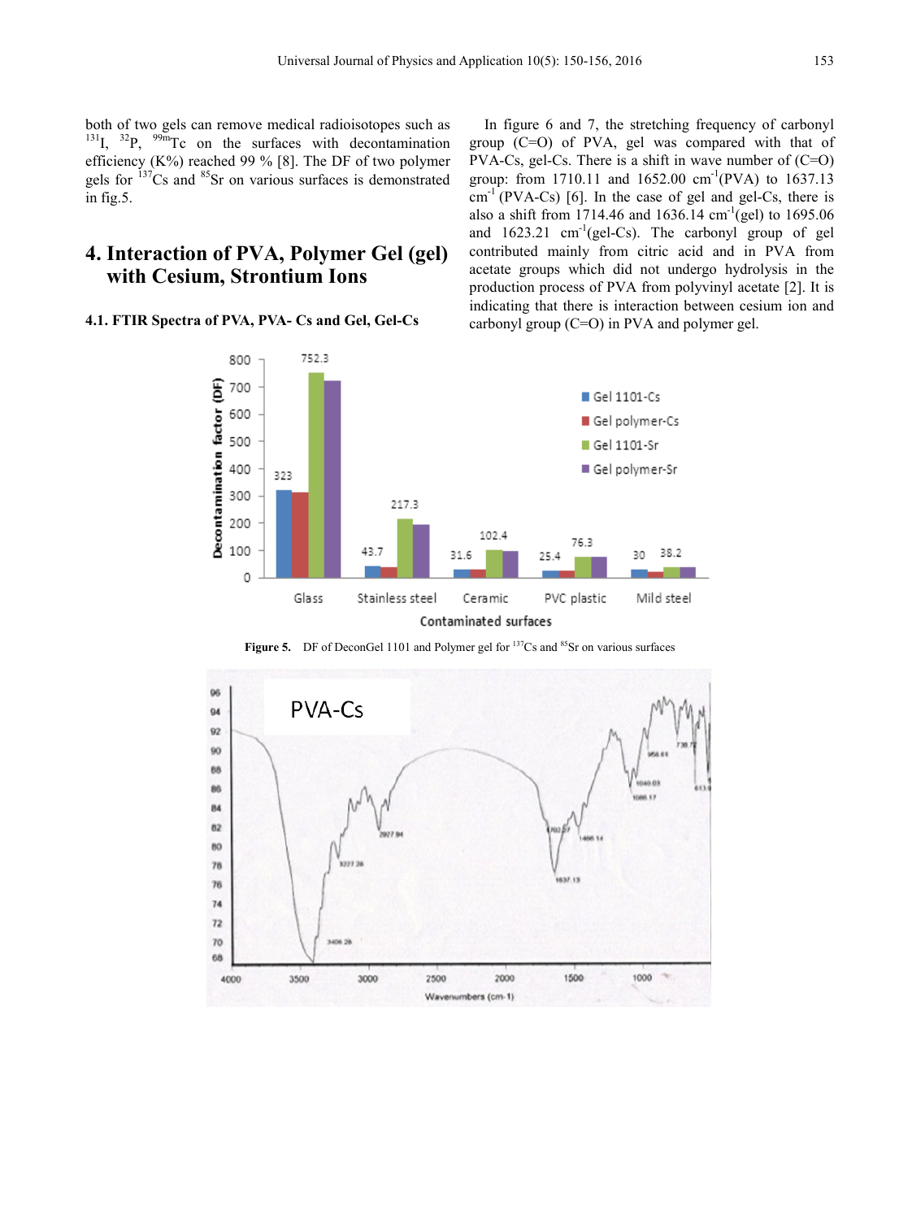both of two gels can remove medical radioisotopes such as $^{131}I$, $^{32}P$, $^{99m}Tc$ on the surfaces with decontamination efficiency (K%) reached 99 % [8]. The DF of two polymer gels for $^{137}Cs$ and $^{85}Sr$ on various surfaces is demonstrated in fig.5.

## 4. Interaction of PVA, Polymer Gel (gel) with Cesium, Strontium Ions

### 4.1. FTIR Spectra of PVA, PVA- Cs and Gel, Gel-Cs

In figure 6 and 7, the stretching frequency of carbonyl group (C=O) of PVA, gel was compared with that of PVA-Cs, gel-Cs. There is a shift in wave number of (C=O) group: from 1710.11 and 1652.00 cm$^{-1}$(PVA) to 1637.13 cm$^{-1}$ (PVA-Cs) [6]. In the case of gel and gel-Cs, there is also a shift from 1714.46 and 1636.14 cm$^{-1}$(gel) to 1695.06 and 1623.21 cm$^{-1}$(gel-Cs). The carbonyl group of gel contributed mainly from citric acid and in PVA from acetate groups which did not undergo hydrolysis in the production process of PVA from polyvinyl acetate [2]. It is indicating that there is interaction between cesium ion and carbonyl group (C=O) in PVA and polymer gel.

**Figure 5.** DF of DeconGel 1101 and Polymer gel for $^{137}Cs$ and $^{85}Sr$ on various surfaces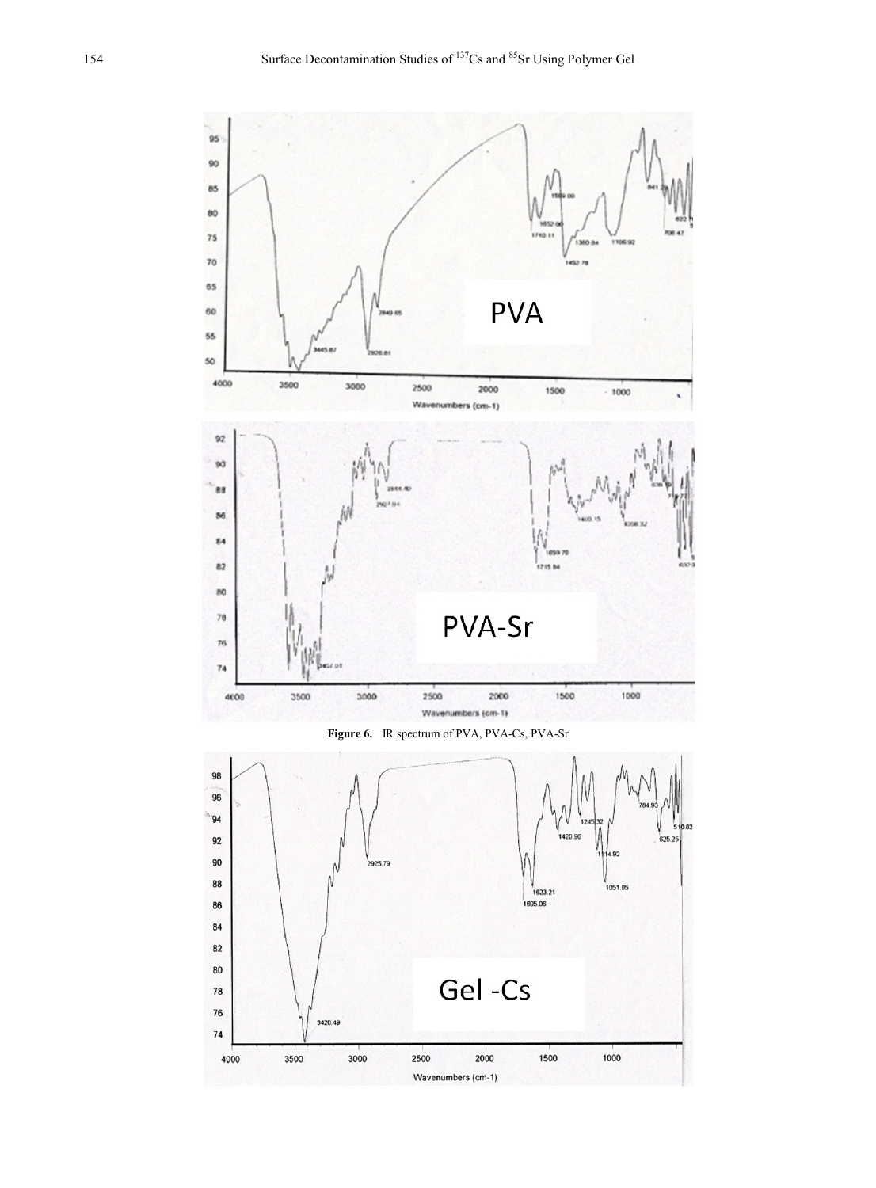Figure 6. IR spectrum of PVA, PVA-Cs, PVA-Sr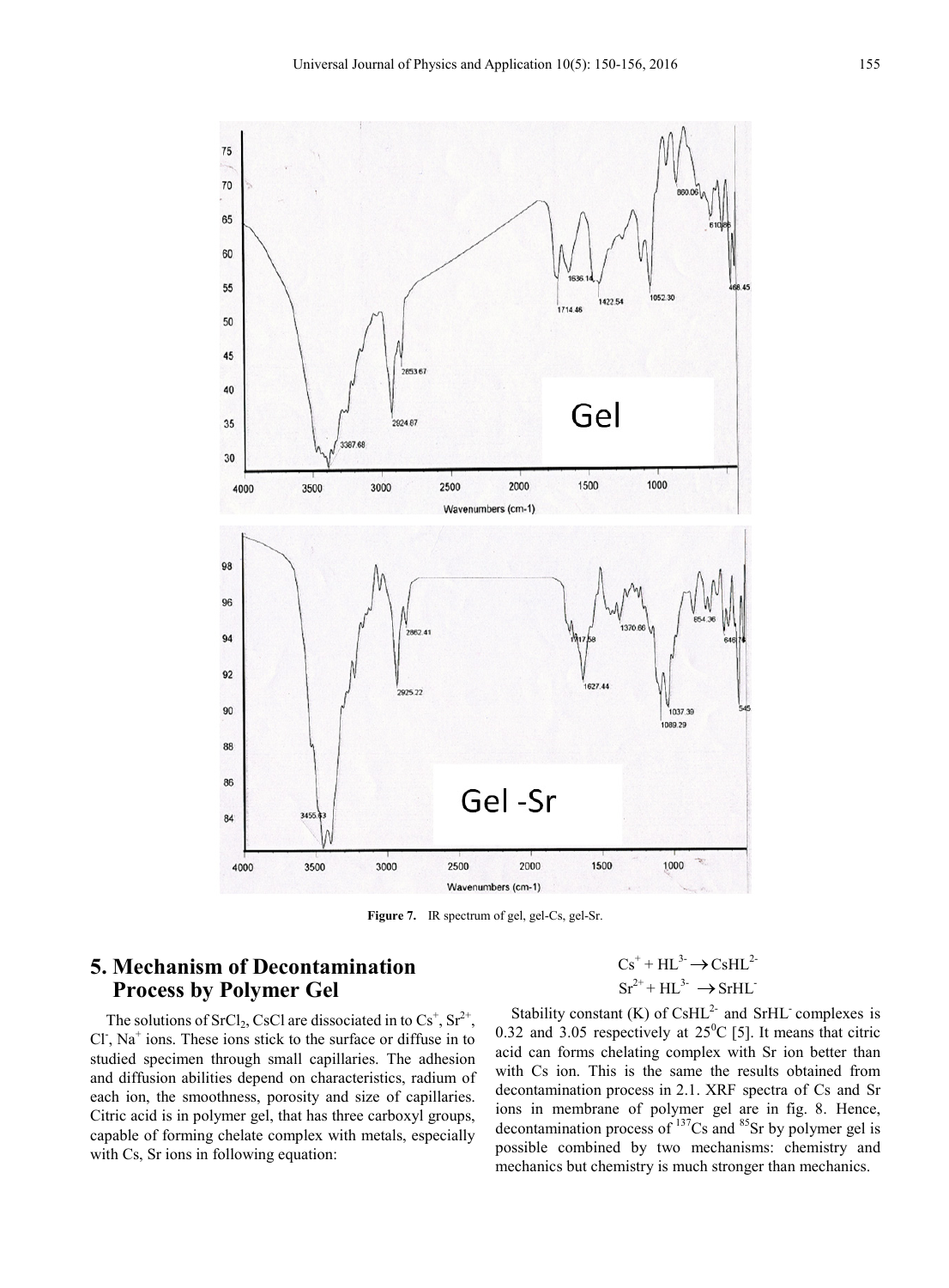**Figure 7.** IR spectrum of gel, gel-Cs, gel-Sr.

## 5. Mechanism of Decontamination Process by Polymer Gel

The solutions of $SrCl_2$, CsCl are dissociated in to $Cs^+$, $Sr^{2+}$, $Cl^-$, $Na^+$ ions. These ions stick to the surface or diffuse in to studied specimen through small capillaries. The adhesion and diffusion abilities depend on characteristics, radium of each ion, the smoothness, porosity and size of capillaries. Citric acid is in polymer gel, that has three carboxyl groups, capable of forming chelate complex with metals, especially with Cs, Sr ions in following equation:

$$Cs^+ + HL^{3-} \rightarrow CsHL^{2-}$$
$$Sr^{2+} + HL^{3-} \rightarrow SrHL^-$$

Stability constant (K) of $CsHL^{2-}$ and $SrHL^-$ complexes is 0.32 and 3.05 respectively at $25^0C$ [5]. It means that citric acid can forms chelating complex with Sr ion better than with Cs ion. This is the same the results obtained from decontamination process in 2.1. XRF spectra of Cs and Sr ions in membrane of polymer gel are in fig. 8. Hence, decontamination process of $^{137}Cs$ and $^{85}Sr$ by polymer gel is possible combined by two mechanisms: chemistry and mechanics but chemistry is much stronger than mechanics.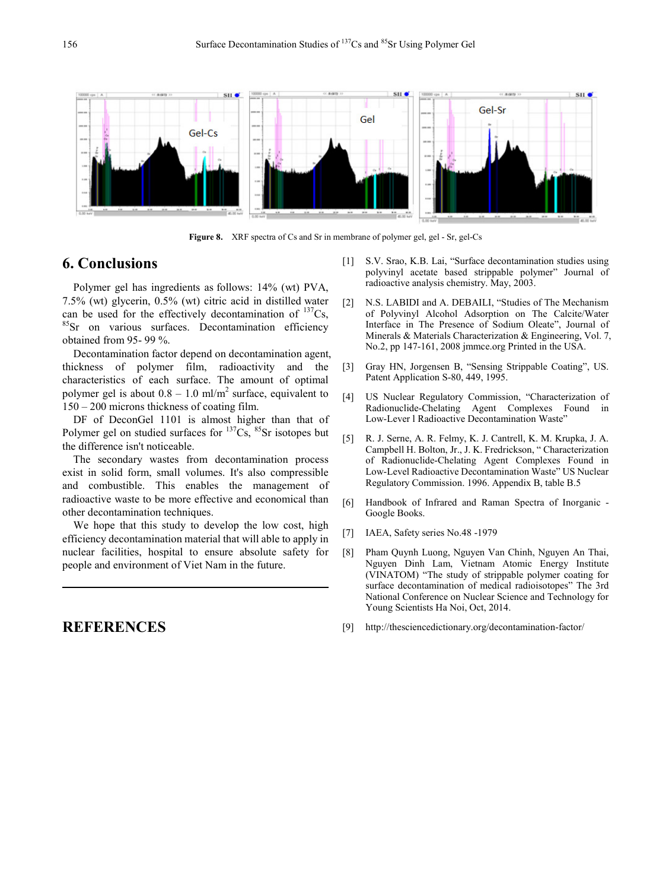Gel-Cs

Gel

Gel-Sr

**Figure 8.** XRF spectra of Cs and Sr in membrane of polymer gel, gel - Sr, gel-Cs

## 6. Conclusions

Polymer gel has ingredients as follows: 14% (wt) PVA, 7.5% (wt) glycerin, 0.5% (wt) citric acid in distilled water can be used for the effectively decontamination of $^{137}$Cs, $^{85}$Sr on various surfaces. Decontamination efficiency obtained from 95- 99 %.

Decontamination factor depend on decontamination agent, thickness of polymer film, radioactivity and the characteristics of each surface. The amount of optimal polymer gel is about 0.8 – 1.0 ml/m$^2$ surface, equivalent to 150 – 200 microns thickness of coating film.

DF of DeconGel 1101 is almost higher than that of Polymer gel on studied surfaces for $^{137}$Cs, $^{85}$Sr isotopes but the difference isn't noticeable.

The secondary wastes from decontamination process exist in solid form, small volumes. It's also compressible and combustible. This enables the management of radioactive waste to be more effective and economical than other decontamination techniques.

We hope that this study to develop the low cost, high efficiency decontamination material that will able to apply in nuclear facilities, hospital to ensure absolute safety for people and environment of Viet Nam in the future.

## REFERENCES

[1] S.V. Srao, K.B. Lai, "Surface decontamination studies using polyvinyl acetate based strippable polymer" Journal of radioactive analysis chemistry. May, 2003.

[2] N.S. LABIDI and A. DEBAILI, "Studies of The Mechanism of Polyvinyl Alcohol Adsorption on The Calcite/Water Interface in The Presence of Sodium Oleate", Journal of Minerals & Materials Characterization & Engineering, Vol. 7, No.2, pp 147-161, 2008 jmmce.org Printed in the USA.

[3] Gray HN, Jorgensen B, "Sensing Strippable Coating", US. Patent Application S-80, 449, 1995.

[4] US Nuclear Regulatory Commission, "Characterization of Radionuclide-Chelating Agent Complexes Found in Low-Lever l Radioactive Decontamination Waste"

[5] R. J. Serne, A. R. Felmy, K. J. Cantrell, K. M. Krupka, J. A. Campbell H. Bolton, Jr., J. K. Fredrickson, " Characterization of Radionuclide-Chelating Agent Complexes Found in Low-Level Radioactive Decontamination Waste" US Nuclear Regulatory Commission. 1996. Appendix B, table B.5

[6] Handbook of Infrared and Raman Spectra of Inorganic - Google Books.

[7] IAEA, Safety series No.48 -1979

[8] Pham Quynh Luong, Nguyen Van Chinh, Nguyen An Thai, Nguyen Dinh Lam, Vietnam Atomic Energy Institute (VINATOM) "The study of strippable polymer coating for surface decontamination of medical radioisotopes" The 3rd National Conference on Nuclear Science and Technology for Young Scientists Ha Noi, Oct, 2014.

[9] http://thesciencedictionary.org/decontamination-factor/